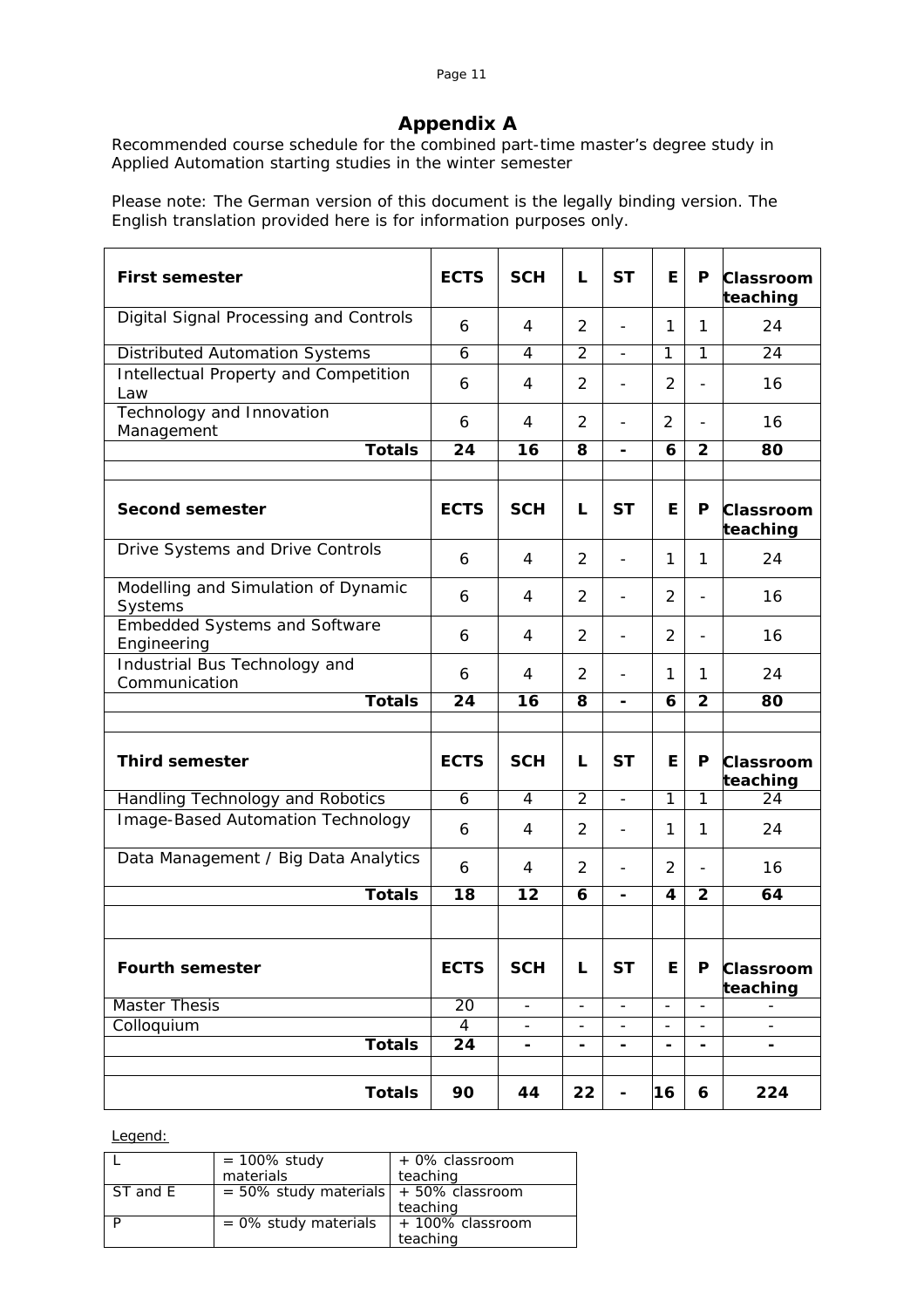# Appendix A

Recommended course schedule for the combined part-time master's degree study in Applied Automation starting studies in the winter semester

Please note: The German version of this document is the legally binding version. The English translation provided here is for information purposes only.

| **First semester** | **ECTS** | **SCH** | **L** | **ST** | **E** | **P** | **Classroom teaching** |
|---|---|---|---|---|---|---|---|
| Digital Signal Processing and Controls | 6 | 4 | 2 | - | 1 | 1 | 24 |
| Distributed Automation Systems | 6 | 4 | 2 | - | 1 | 1 | 24 |
| Intellectual Property and Competition Law | 6 | 4 | 2 | - | 2 | - | 16 |
| Technology and Innovation Management | 6 | 4 | 2 | - | 2 | - | 16 |
| **Totals** | **24** | **16** | **8** | **-** | **6** | **2** | **80** |
| | | | | | | | |
| **Second semester** | **ECTS** | **SCH** | **L** | **ST** | **E** | **P** | **Classroom teaching** |
| Drive Systems and Drive Controls | 6 | 4 | 2 | - | 1 | 1 | 24 |
| Modelling and Simulation of Dynamic Systems | 6 | 4 | 2 | - | 2 | - | 16 |
| Embedded Systems and Software Engineering | 6 | 4 | 2 | - | 2 | - | 16 |
| Industrial Bus Technology and Communication | 6 | 4 | 2 | - | 1 | 1 | 24 |
| **Totals** | **24** | **16** | **8** | **-** | **6** | **2** | **80** |
| | | | | | | | |
| **Third semester** | **ECTS** | **SCH** | **L** | **ST** | **E** | **P** | **Classroom teaching** |
| Handling Technology and Robotics | 6 | 4 | 2 | - | 1 | 1 | 24 |
| Image-Based Automation Technology | 6 | 4 | 2 | - | 1 | 1 | 24 |
| Data Management / Big Data Analytics | 6 | 4 | 2 | - | 2 | - | 16 |
| **Totals** | **18** | **12** | **6** | **-** | **4** | **2** | **64** |
| | | | | | | | |
| **Fourth semester** | **ECTS** | **SCH** | **L** | **ST** | **E** | **P** | **Classroom teaching** |
| Master Thesis | 20 | - | - | - | - | - | - |
| Colloquium | 4 | - | - | - | - | - | - |
| **Totals** | **24** | **-** | **-** | **-** | **-** | **-** | **-** |
| | | | | | | | |
| **Totals** | **90** | **44** | **22** | **-** | **16** | **6** | **224** |

Legend:

| | | |
|---|---|---|
| L | = 100% study materials | + 0% classroom teaching |
| ST and E | = 50% study materials | + 50% classroom teaching |
| P | = 0% study materials | + 100% classroom teaching |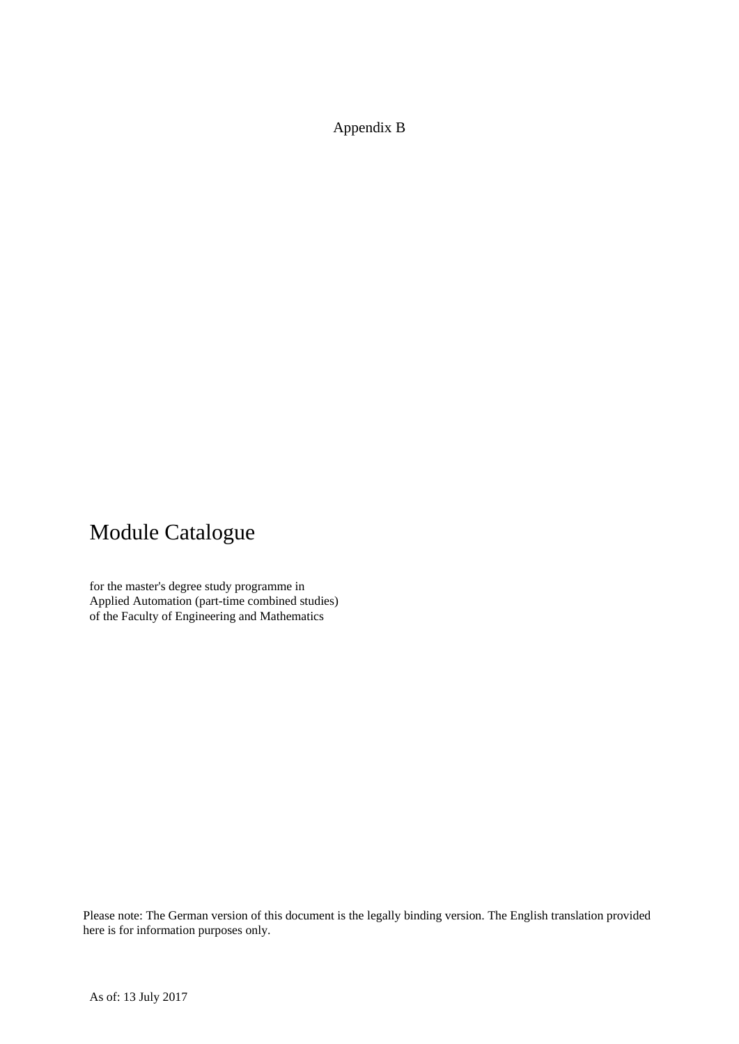Appendix B

# Module Catalogue

for the master's degree study programme in
Applied Automation (part-time combined studies)
of the Faculty of Engineering and Mathematics

Please note: The German version of this document is the legally binding version. The English translation provided here is for information purposes only.

As of: 13 July 2017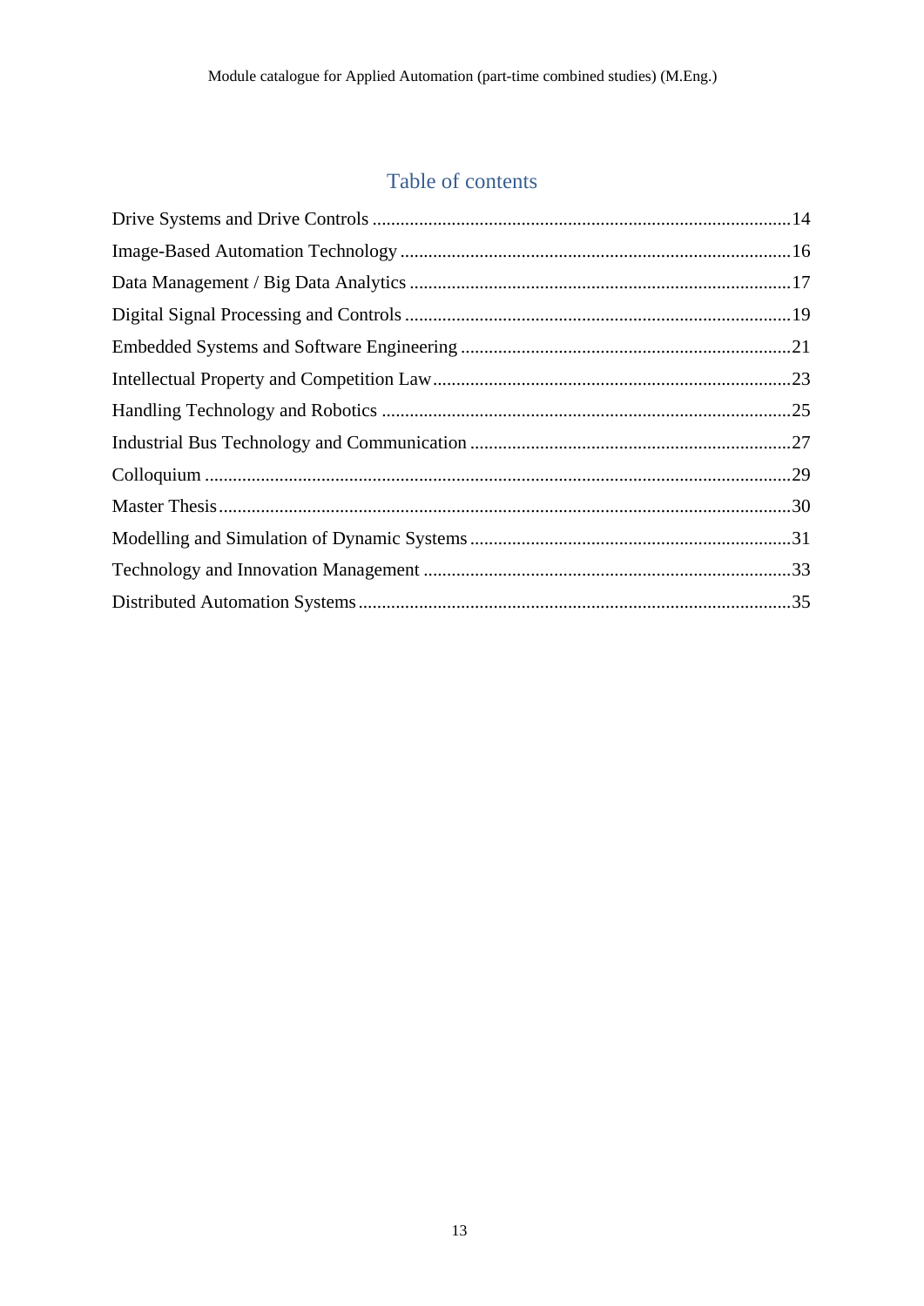# Table of contents

Drive Systems and Drive Controls ..........14
Image-Based Automation Technology ..........16
Data Management / Big Data Analytics ..........17
Digital Signal Processing and Controls ..........19
Embedded Systems and Software Engineering ..........21
Intellectual Property and Competition Law ..........23
Handling Technology and Robotics ..........25
Industrial Bus Technology and Communication ..........27
Colloquium ..........29
Master Thesis ..........30
Modelling and Simulation of Dynamic Systems ..........31
Technology and Innovation Management ..........33
Distributed Automation Systems ..........35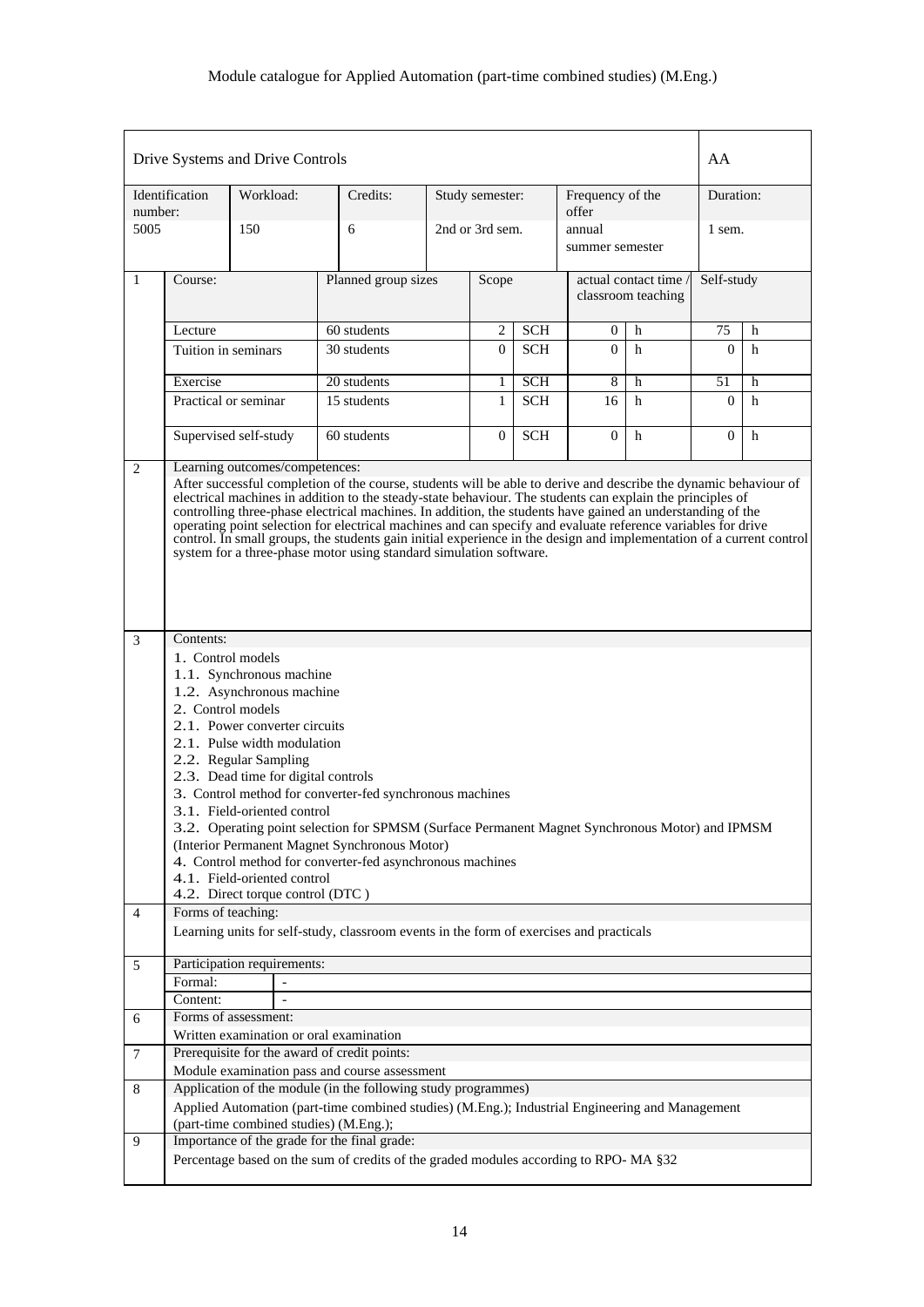## Drive Systems and Drive Controls

AA

| Identification number: | Workload: | Credits: | Study semester: | Frequency of the offer | Duration: |
|---|---|---|---|---|---|
| 5005 | 150 | 6 | 2nd or 3rd sem. | annual summer semester | 1 sem. |

**1**

| Course: | Planned group sizes | Scope | | actual contact time / classroom teaching | | Self-study | |
|---|---|---|---|---|---|---|---|
| Lecture | 60 students | 2 | SCH | 0 | h | 75 | h |
| Tuition in seminars | 30 students | 0 | SCH | 0 | h | 0 | h |
| Exercise | 20 students | 1 | SCH | 8 | h | 51 | h |
| Practical or seminar | 15 students | 1 | SCH | 16 | h | 0 | h |
| Supervised self-study | 60 students | 0 | SCH | 0 | h | 0 | h |

**2** Learning outcomes/competences:

After successful completion of the course, students will be able to derive and describe the dynamic behaviour of electrical machines in addition to the steady-state behaviour. The students can explain the principles of controlling three-phase electrical machines. In addition, the students have gained an understanding of the operating point selection for electrical machines and can specify and evaluate reference variables for drive control. In small groups, the students gain initial experience in the design and implementation of a current control system for a three-phase motor using standard simulation software.

**3** Contents:

1. Control models
   1.1. Synchronous machine
   1.2. Asynchronous machine
2. Control models
   2.1. Power converter circuits
   2.1. Pulse width modulation
   2.2. Regular Sampling
   2.3. Dead time for digital controls
3. Control method for converter-fed synchronous machines
   3.1. Field-oriented control
   3.2. Operating point selection for SPMSM (Surface Permanent Magnet Synchronous Motor) and IPMSM (Interior Permanent Magnet Synchronous Motor)
4. Control method for converter-fed asynchronous machines
   4.1. Field-oriented control
   4.2. Direct torque control (DTC )

**4** Forms of teaching:

Learning units for self-study, classroom events in the form of exercises and practicals

**5** Participation requirements:

| Formal: | - |
|---|---|
| Content: | - |

**6** Forms of assessment:

Written examination or oral examination

**7** Prerequisite for the award of credit points:

Module examination pass and course assessment

**8** Application of the module (in the following study programmes)

Applied Automation (part-time combined studies) (M.Eng.); Industrial Engineering and Management (part-time combined studies) (M.Eng.);

**9** Importance of the grade for the final grade:

Percentage based on the sum of credits of the graded modules according to RPO- MA §32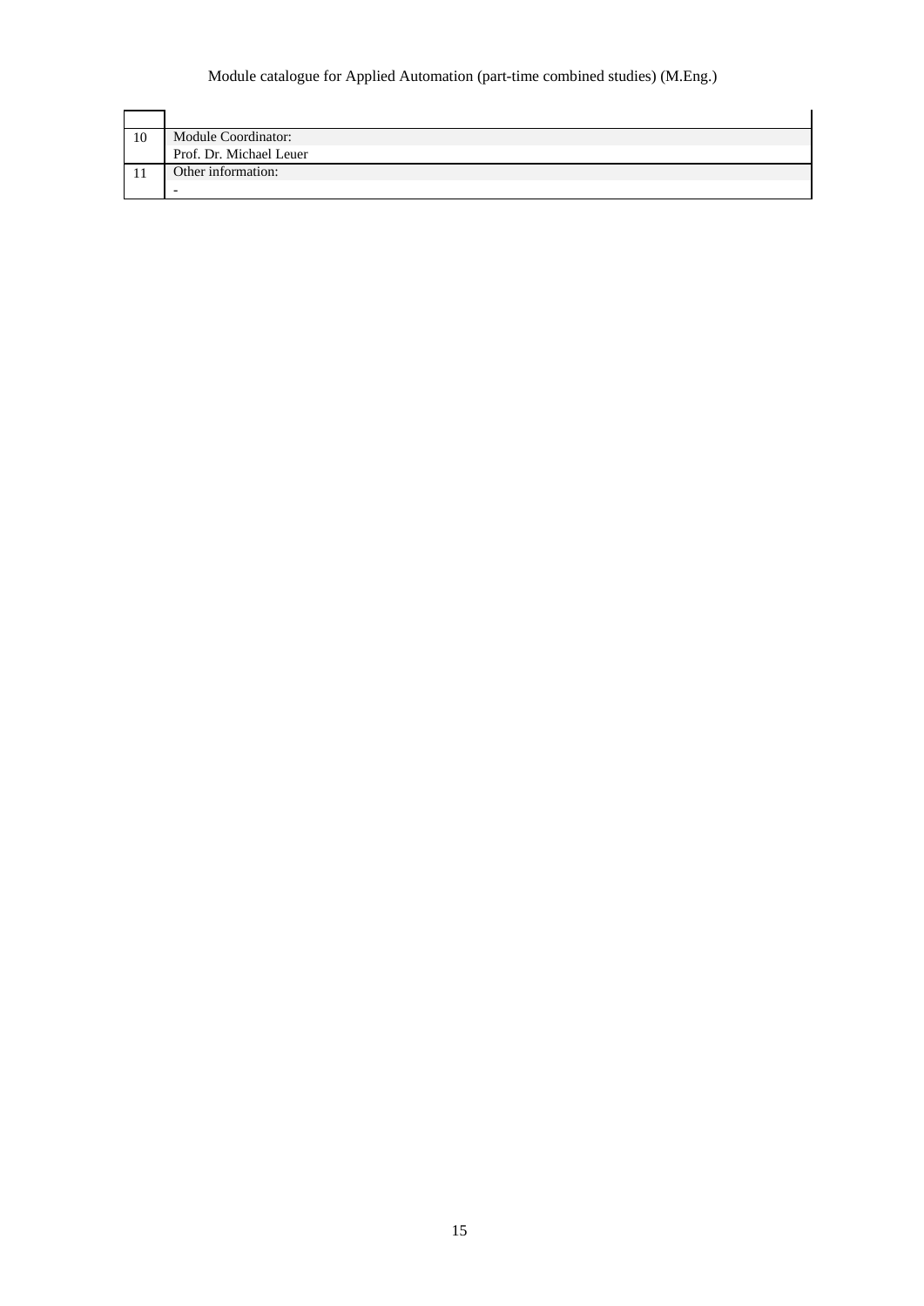| | |
|---|---|
| 10 | Module Coordinator:<br>Prof. Dr. Michael Leuer |
| 11 | Other information:<br>- |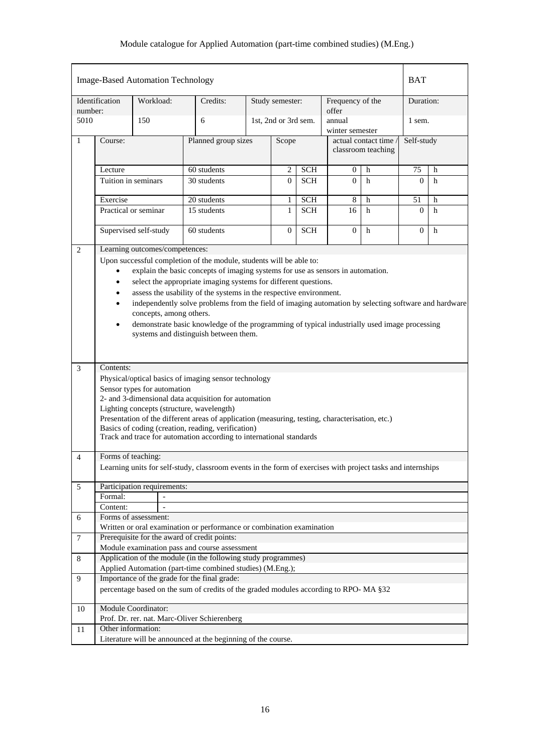# Image-Based Automation Technology — BAT

| Identification number: | Workload: | Credits: | Study semester: | Frequency of the offer | Duration: |
|---|---|---|---|---|---|
| 5010 | 150 | 6 | 1st, 2nd or 3rd sem. | annual<br>winter semester | 1 sem. |

**1**

| Course: | Planned group sizes | Scope | | actual contact time / classroom teaching | | Self-study | |
|---|---|---|---|---|---|---|---|
| Lecture | 60 students | 2 | SCH | 0 | h | 75 | h |
| Tuition in seminars | 30 students | 0 | SCH | 0 | h | 0 | h |
| Exercise | 20 students | 1 | SCH | 8 | h | 51 | h |
| Practical or seminar | 15 students | 1 | SCH | 16 | h | 0 | h |
| Supervised self-study | 60 students | 0 | SCH | 0 | h | 0 | h |

**2 Learning outcomes/competences:**

Upon successful completion of the module, students will be able to:

- explain the basic concepts of imaging systems for use as sensors in automation.
- select the appropriate imaging systems for different questions.
- assess the usability of the systems in the respective environment.
- independently solve problems from the field of imaging automation by selecting software and hardware concepts, among others.
- demonstrate basic knowledge of the programming of typical industrially used image processing systems and distinguish between them.

**3 Contents:**

Physical/optical basics of imaging sensor technology
Sensor types for automation
2- and 3-dimensional data acquisition for automation
Lighting concepts (structure, wavelength)
Presentation of the different areas of application (measuring, testing, characterisation, etc.)
Basics of coding (creation, reading, verification)
Track and trace for automation according to international standards

**4 Forms of teaching:**

Learning units for self-study, classroom events in the form of exercises with project tasks and internships

**5 Participation requirements:**

Formal: -
Content: -

**6 Forms of assessment:**

Written or oral examination or performance or combination examination

**7 Prerequisite for the award of credit points:**

Module examination pass and course assessment

**8 Application of the module (in the following study programmes)**

Applied Automation (part-time combined studies) (M.Eng.);

**9 Importance of the grade for the final grade:**

percentage based on the sum of credits of the graded modules according to RPO- MA §32

**10 Module Coordinator:**

Prof. Dr. rer. nat. Marc-Oliver Schierenberg

**11 Other information:**

Literature will be announced at the beginning of the course.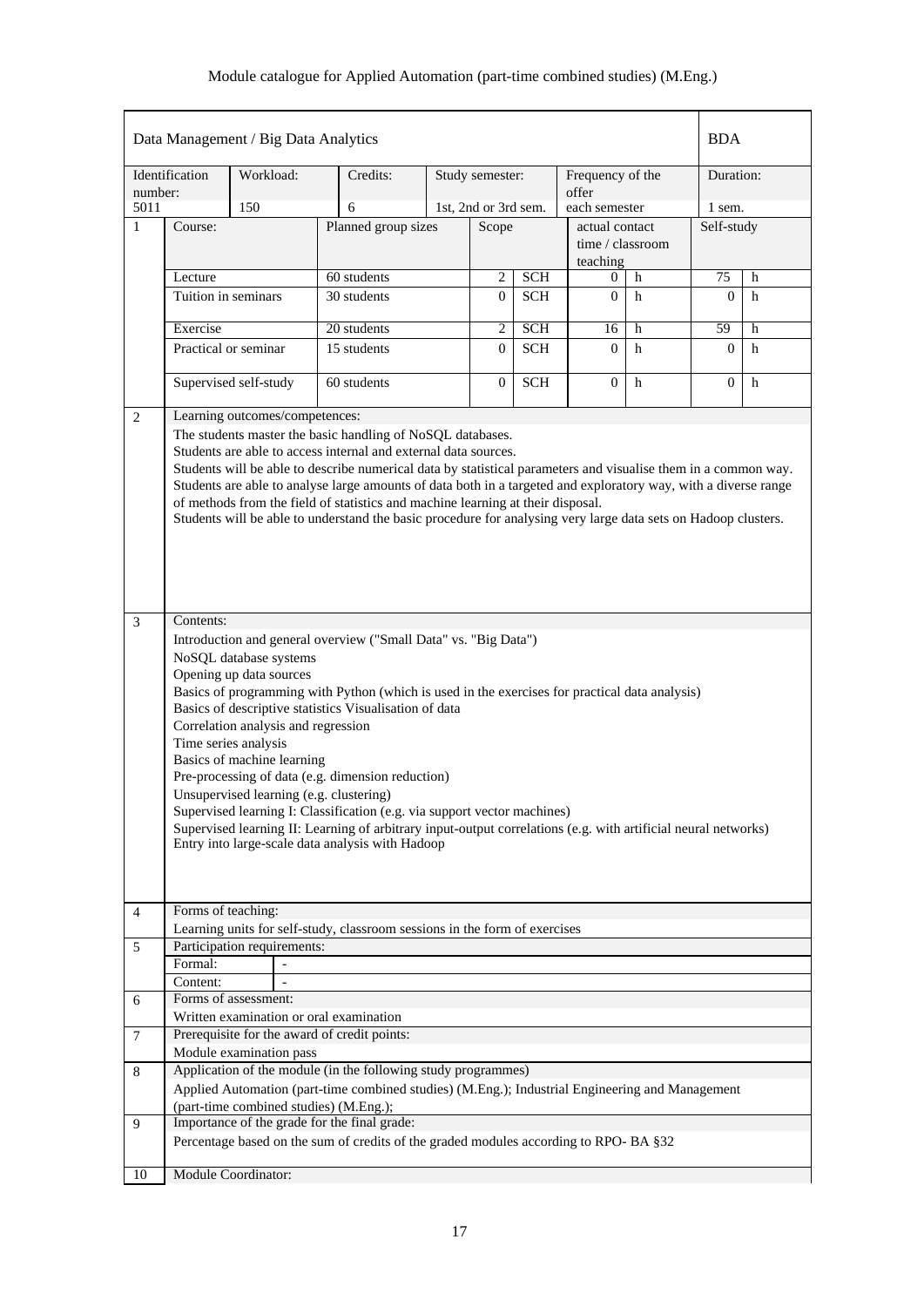| Data Management / Big Data Analytics | | | | | | | | BDA | |
|---|---|---|---|---|---|---|---|---|---|
| Identification number: 5011 | Workload: 150 | | Credits: 6 | Study semester: 1st, 2nd or 3rd sem. | | Frequency of the offer each semester | | Duration: 1 sem. | |

| 1 | Course: | Planned group sizes | Scope | | actual contact time / classroom teaching | | Self-study | |
|---|---|---|---|---|---|---|---|---|
| | Lecture | 60 students | 2 | SCH | 0 | h | 75 | h |
| | Tuition in seminars | 30 students | 0 | SCH | 0 | h | 0 | h |
| | Exercise | 20 students | 2 | SCH | 16 | h | 59 | h |
| | Practical or seminar | 15 students | 0 | SCH | 0 | h | 0 | h |
| | Supervised self-study | 60 students | 0 | SCH | 0 | h | 0 | h |

**2 Learning outcomes/competences:**

The students master the basic handling of NoSQL databases.
Students are able to access internal and external data sources.
Students will be able to describe numerical data by statistical parameters and visualise them in a common way.
Students are able to analyse large amounts of data both in a targeted and exploratory way, with a diverse range of methods from the field of statistics and machine learning at their disposal.
Students will be able to understand the basic procedure for analysing very large data sets on Hadoop clusters.

**3 Contents:**

Introduction and general overview ("Small Data" vs. "Big Data")
NoSQL database systems
Opening up data sources
Basics of programming with Python (which is used in the exercises for practical data analysis)
Basics of descriptive statistics Visualisation of data
Correlation analysis and regression
Time series analysis
Basics of machine learning
Pre-processing of data (e.g. dimension reduction)
Unsupervised learning (e.g. clustering)
Supervised learning I: Classification (e.g. via support vector machines)
Supervised learning II: Learning of arbitrary input-output correlations (e.g. with artificial neural networks)
Entry into large-scale data analysis with Hadoop

**4 Forms of teaching:**

Learning units for self-study, classroom sessions in the form of exercises

**5 Participation requirements:**

| Formal: | - |
|---|---|
| Content: | - |

**6 Forms of assessment:**

Written examination or oral examination

**7 Prerequisite for the award of credit points:**

Module examination pass

**8 Application of the module (in the following study programmes)**

Applied Automation (part-time combined studies) (M.Eng.); Industrial Engineering and Management (part-time combined studies) (M.Eng.);

**9 Importance of the grade for the final grade:**

Percentage based on the sum of credits of the graded modules according to RPO- BA §32

**10 Module Coordinator:**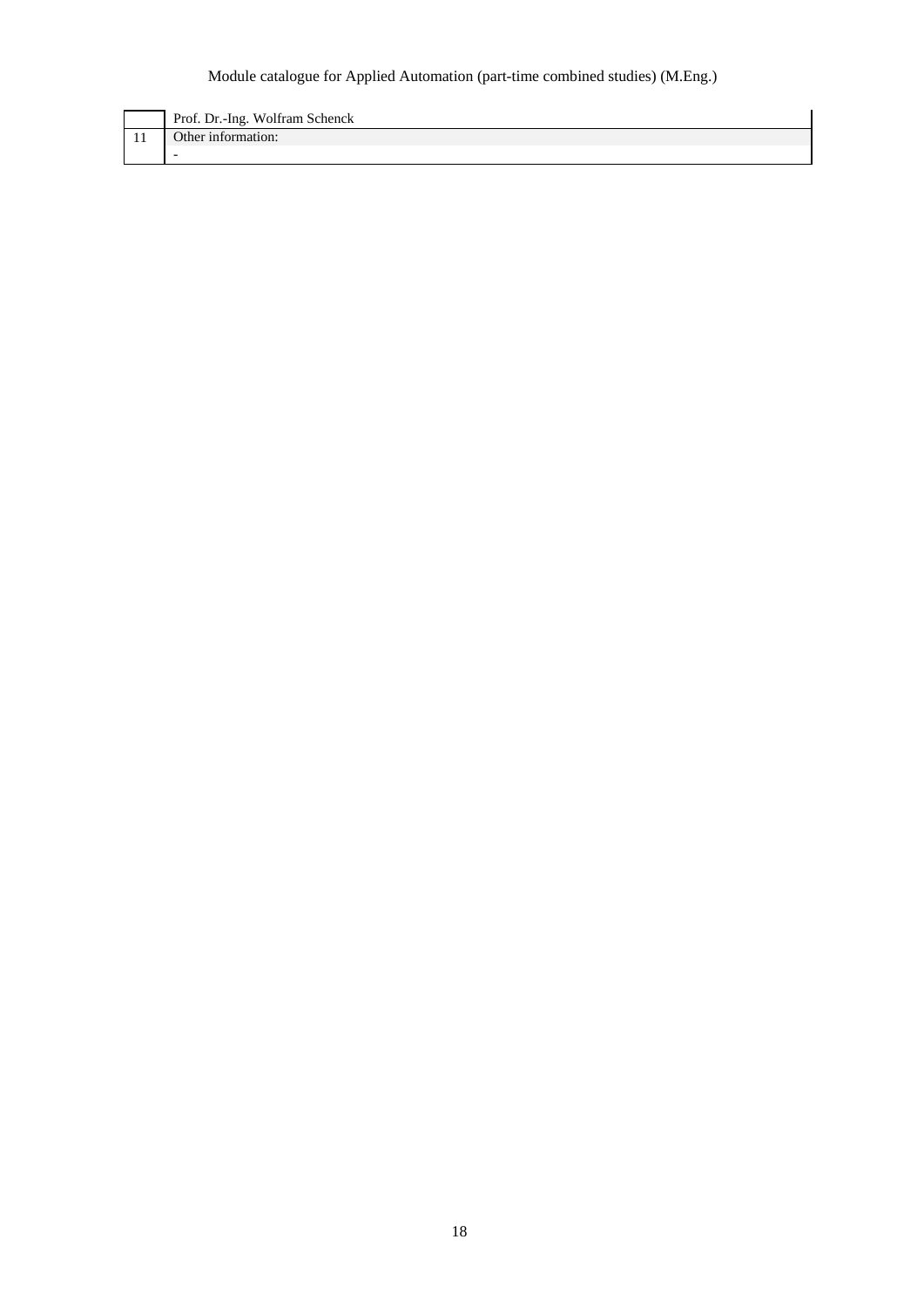|  |  |
| --- | --- |
|  | Prof. Dr.-Ing. Wolfram Schenck |
| 11 | Other information: |
|  | - |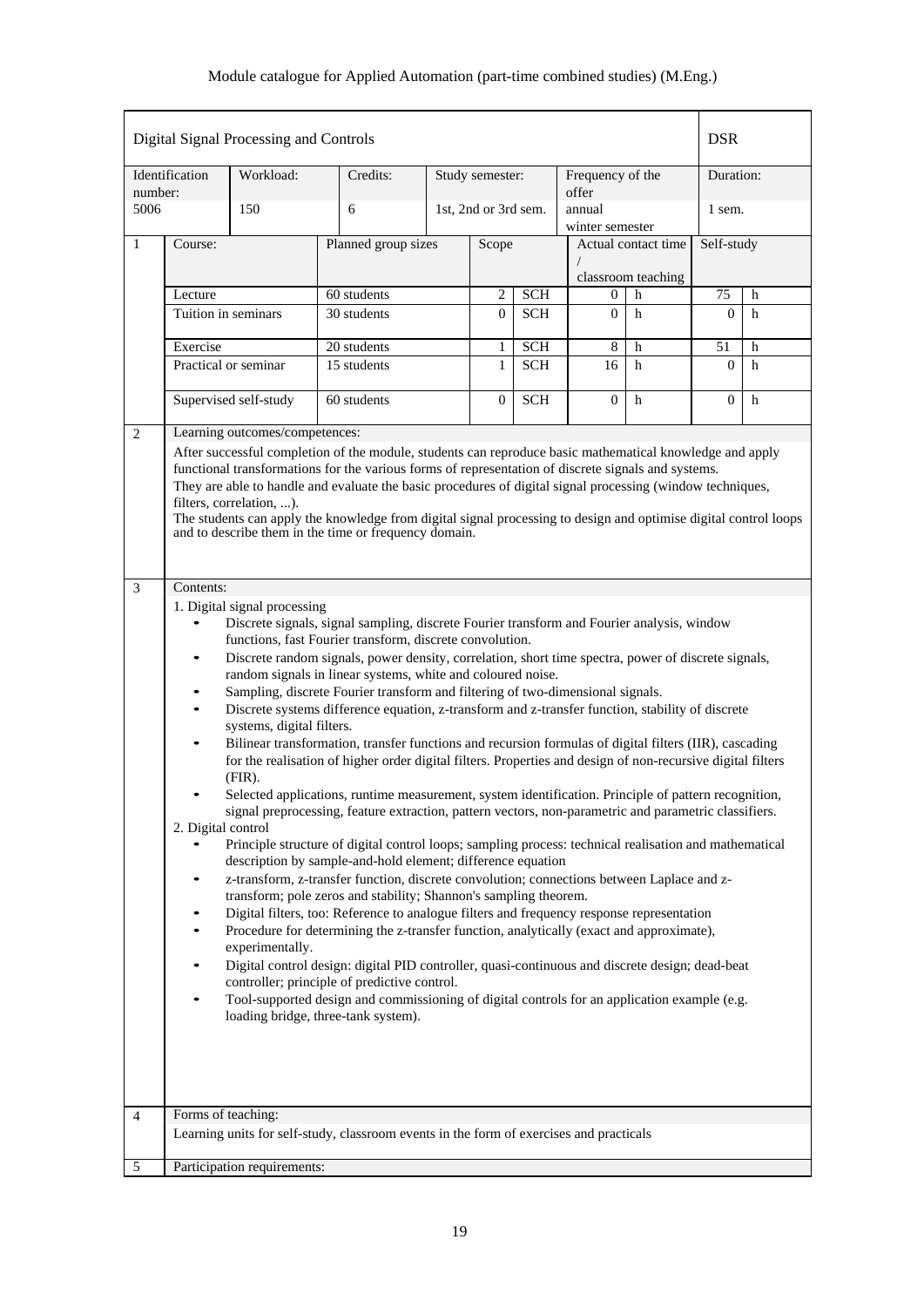| Digital Signal Processing and Controls | | | | | | DSR |
|---|---|---|---|---|---|---|
| Identification number: | Workload: | Credits: | Study semester: | | Frequency of the offer | Duration: |
| 5006 | 150 | 6 | 1st, 2nd or 3rd sem. | | annual winter semester | 1 sem. |

| 1 | Course: | Planned group sizes | Scope | | Actual contact time / classroom teaching | | Self-study | |
|---|---|---|---|---|---|---|---|---|
| | Lecture | 60 students | 2 | SCH | 0 | h | 75 | h |
| | Tuition in seminars | 30 students | 0 | SCH | 0 | h | 0 | h |
| | Exercise | 20 students | 1 | SCH | 8 | h | 51 | h |
| | Practical or seminar | 15 students | 1 | SCH | 16 | h | 0 | h |
| | Supervised self-study | 60 students | 0 | SCH | 0 | h | 0 | h |

**2 Learning outcomes/competences:**

After successful completion of the module, students can reproduce basic mathematical knowledge and apply functional transformations for the various forms of representation of discrete signals and systems.
They are able to handle and evaluate the basic procedures of digital signal processing (window techniques, filters, correlation, ...).
The students can apply the knowledge from digital signal processing to design and optimise digital control loops and to describe them in the time or frequency domain.

**3 Contents:**

1. Digital signal processing
   - Discrete signals, signal sampling, discrete Fourier transform and Fourier analysis, window functions, fast Fourier transform, discrete convolution.
   - Discrete random signals, power density, correlation, short time spectra, power of discrete signals, random signals in linear systems, white and coloured noise.
   - Sampling, discrete Fourier transform and filtering of two-dimensional signals.
   - Discrete systems difference equation, z-transform and z-transfer function, stability of discrete systems, digital filters.
   - Bilinear transformation, transfer functions and recursion formulas of digital filters (IIR), cascading for the realisation of higher order digital filters. Properties and design of non-recursive digital filters (FIR).
   - Selected applications, runtime measurement, system identification. Principle of pattern recognition, signal preprocessing, feature extraction, pattern vectors, non-parametric and parametric classifiers.
2. Digital control
   - Principle structure of digital control loops; sampling process: technical realisation and mathematical description by sample-and-hold element; difference equation
   - z-transform, z-transfer function, discrete convolution; connections between Laplace and z-transform; pole zeros and stability; Shannon's sampling theorem.
   - Digital filters, too: Reference to analogue filters and frequency response representation
   - Procedure for determining the z-transfer function, analytically (exact and approximate), experimentally.
   - Digital control design: digital PID controller, quasi-continuous and discrete design; dead-beat controller; principle of predictive control.
   - Tool-supported design and commissioning of digital controls for an application example (e.g. loading bridge, three-tank system).

**4 Forms of teaching:**

Learning units for self-study, classroom events in the form of exercises and practicals

**5 Participation requirements:**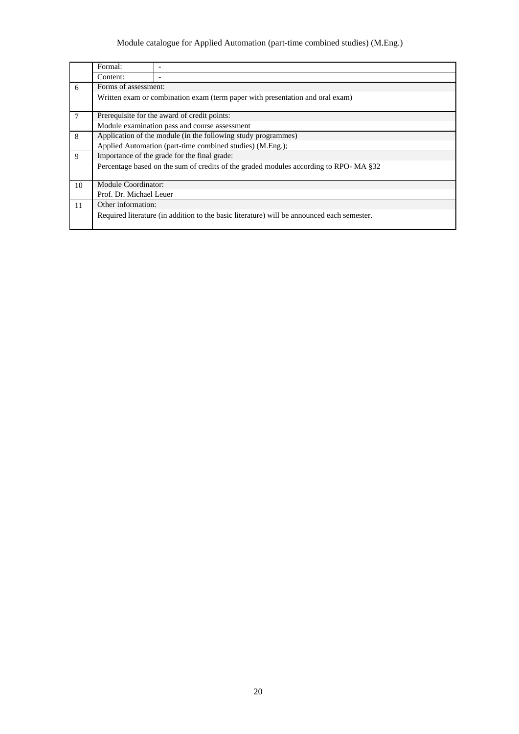| | | |
|---|---|---|
| | Formal: | - |
| | Content: | - |
| 6 | Forms of assessment: | |
| | Written exam or combination exam (term paper with presentation and oral exam) | |
| 7 | Prerequisite for the award of credit points: | |
| | Module examination pass and course assessment | |
| 8 | Application of the module (in the following study programmes) | |
| | Applied Automation (part-time combined studies) (M.Eng.); | |
| 9 | Importance of the grade for the final grade: | |
| | Percentage based on the sum of credits of the graded modules according to RPO- MA §32 | |
| 10 | Module Coordinator: | |
| | Prof. Dr. Michael Leuer | |
| 11 | Other information: | |
| | Required literature (in addition to the basic literature) will be announced each semester. | |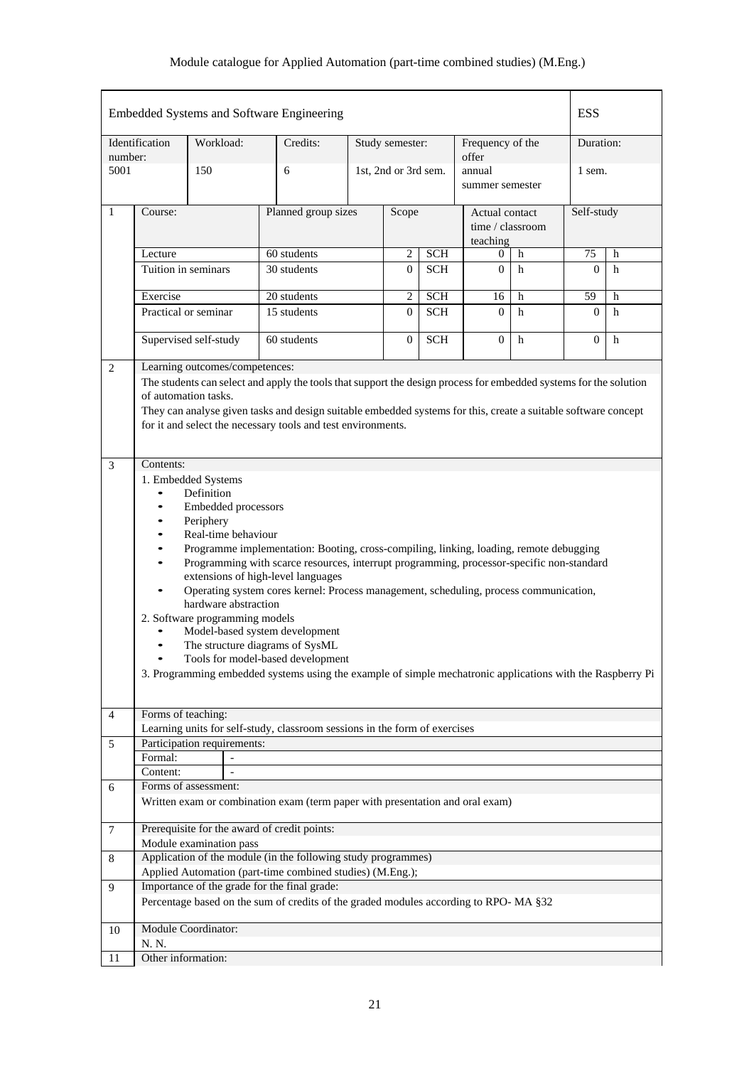Module catalogue for Applied Automation (part-time combined studies) (M.Eng.)

| Embedded Systems and Software Engineering | | | | | | ESS |
|---|---|---|---|---|---|---|
| Identification number: | Workload: | Credits: | Study semester: | Frequency of the offer | | Duration: |
| 5001 | 150 | 6 | 1st, 2nd or 3rd sem. | annual summer semester | | 1 sem. |

| 1 | Course: | Planned group sizes | Scope | Actual contact time / classroom teaching | Self-study |
|---|---|---|---|---|---|
| | Lecture | 60 students | 2 SCH | 0 h | 75 h |
| | Tuition in seminars | 30 students | 0 SCH | 0 h | 0 h |
| | Exercise | 20 students | 2 SCH | 16 h | 59 h |
| | Practical or seminar | 15 students | 0 SCH | 0 h | 0 h |
| | Supervised self-study | 60 students | 0 SCH | 0 h | 0 h |

**2 Learning outcomes/competences:**

The students can select and apply the tools that support the design process for embedded systems for the solution of automation tasks.

They can analyse given tasks and design suitable embedded systems for this, create a suitable software concept for it and select the necessary tools and test environments.

**3 Contents:**

1. Embedded Systems
   - Definition
   - Embedded processors
   - Periphery
   - Real-time behaviour
   - Programme implementation: Booting, cross-compiling, linking, loading, remote debugging
   - Programming with scarce resources, interrupt programming, processor-specific non-standard extensions of high-level languages
   - Operating system cores kernel: Process management, scheduling, process communication, hardware abstraction
2. Software programming models
   - Model-based system development
   - The structure diagrams of SysML
   - Tools for model-based development
3. Programming embedded systems using the example of simple mechatronic applications with the Raspberry Pi

**4 Forms of teaching:**

Learning units for self-study, classroom sessions in the form of exercises

**5 Participation requirements:**

Formal: -

Content: -

**6 Forms of assessment:**

Written exam or combination exam (term paper with presentation and oral exam)

**7 Prerequisite for the award of credit points:**

Module examination pass

**8 Application of the module (in the following study programmes)**

Applied Automation (part-time combined studies) (M.Eng.);

**9 Importance of the grade for the final grade:**

Percentage based on the sum of credits of the graded modules according to RPO- MA §32

**10 Module Coordinator:**

N. N.

**11 Other information:**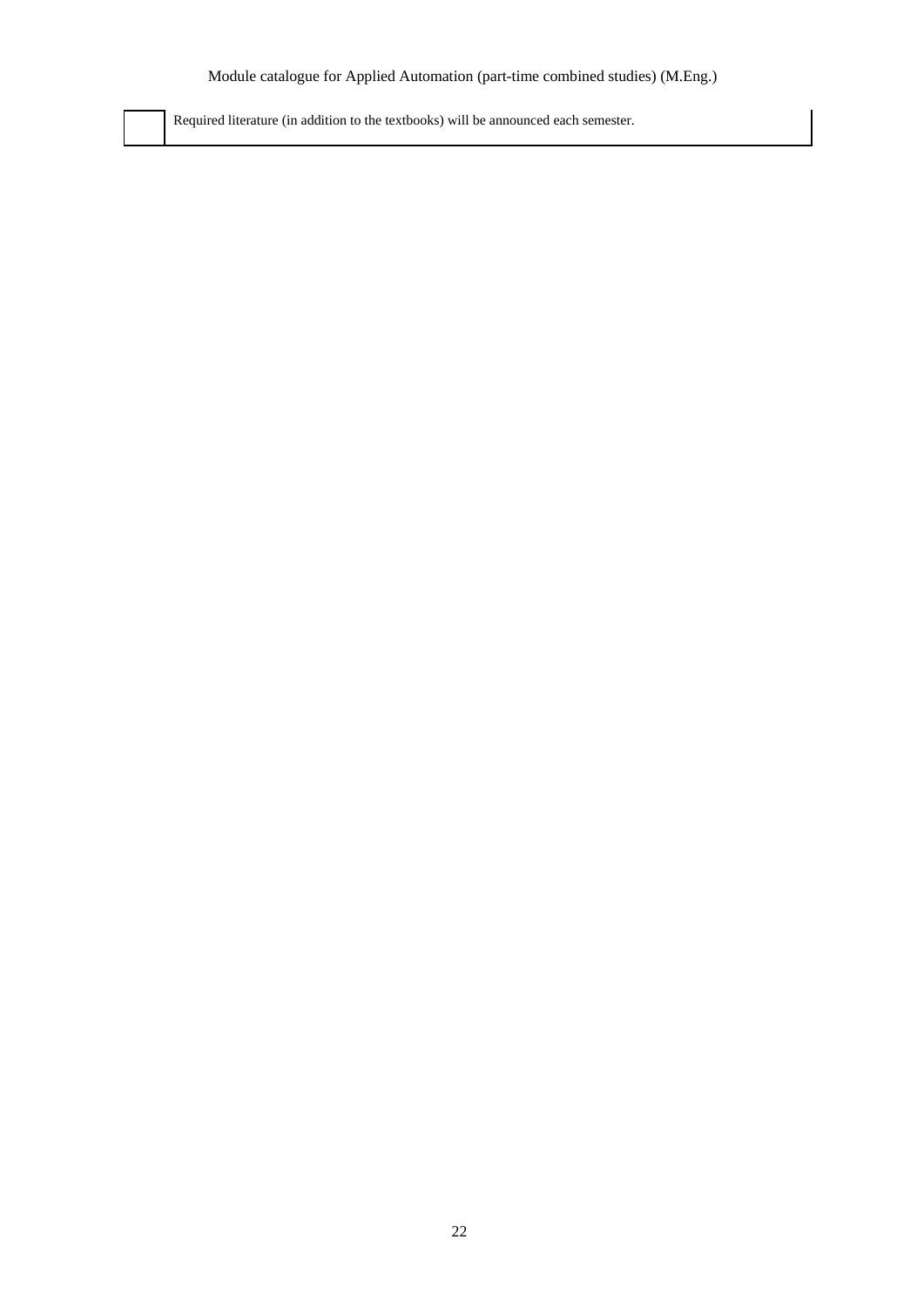|  | Required literature (in addition to the textbooks) will be announced each semester. |
|---|---|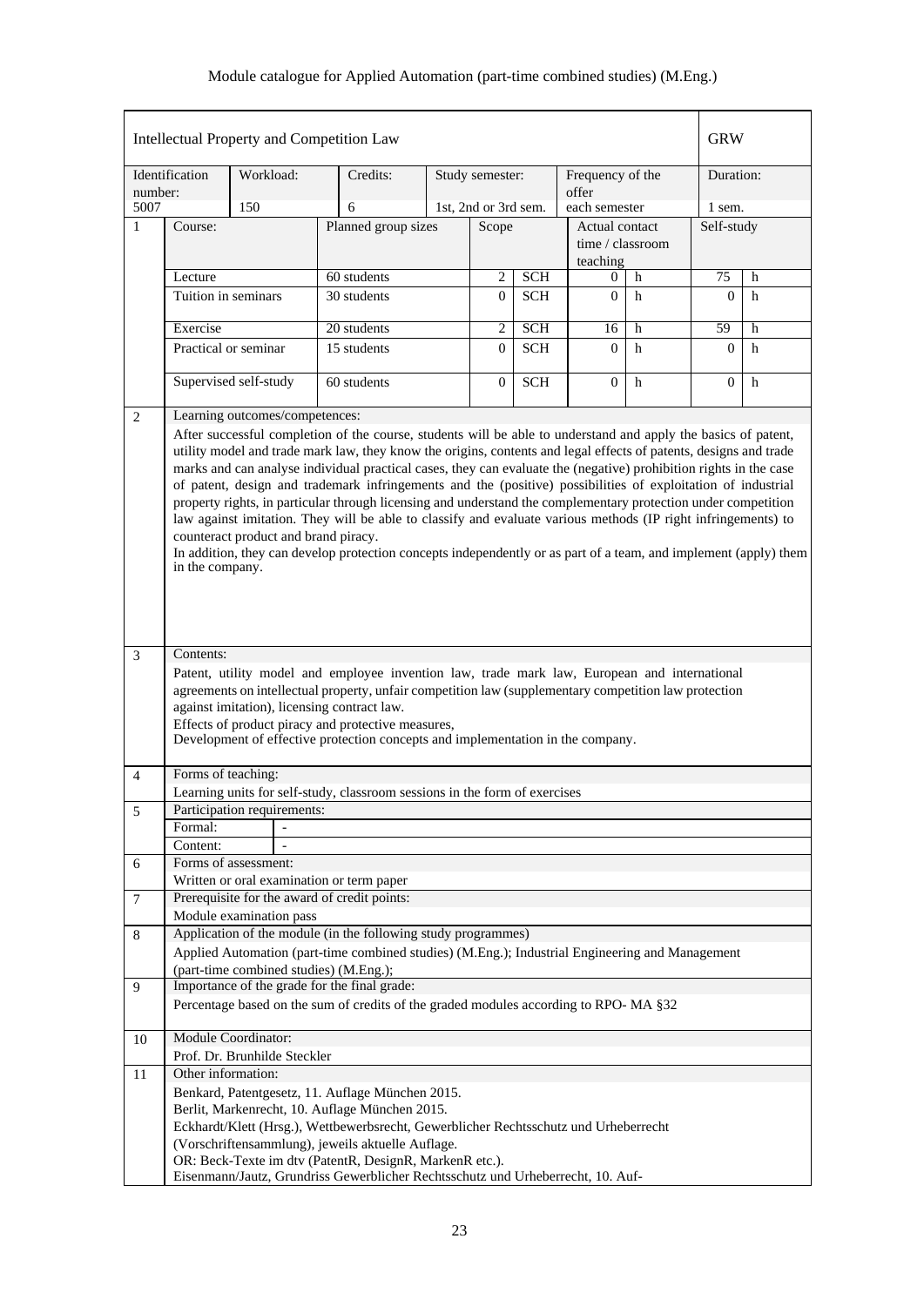| Intellectual Property and Competition Law | | | | | | GRW |
|---|---|---|---|---|---|---|
| Identification number: 5007 | Workload: 150 | Credits: 6 | Study semester: 1st, 2nd or 3rd sem. | Frequency of the offer each semester | | Duration: 1 sem. |

| 1 | Course: | Planned group sizes | Scope | | Actual contact time / classroom teaching | | Self-study | |
|---|---|---|---|---|---|---|---|---|
| | Lecture | 60 students | 2 | SCH | 0 | h | 75 | h |
| | Tuition in seminars | 30 students | 0 | SCH | 0 | h | 0 | h |
| | Exercise | 20 students | 2 | SCH | 16 | h | 59 | h |
| | Practical or seminar | 15 students | 0 | SCH | 0 | h | 0 | h |
| | Supervised self-study | 60 students | 0 | SCH | 0 | h | 0 | h |

**2 Learning outcomes/competences:**

After successful completion of the course, students will be able to understand and apply the basics of patent, utility model and trade mark law, they know the origins, contents and legal effects of patents, designs and trade marks and can analyse individual practical cases, they can evaluate the (negative) prohibition rights in the case of patent, design and trademark infringements and the (positive) possibilities of exploitation of industrial property rights, in particular through licensing and understand the complementary protection under competition law against imitation. They will be able to classify and evaluate various methods (IP right infringements) to counteract product and brand piracy.
In addition, they can develop protection concepts independently or as part of a team, and implement (apply) them in the company.

**3 Contents:**

Patent, utility model and employee invention law, trade mark law, European and international agreements on intellectual property, unfair competition law (supplementary competition law protection against imitation), licensing contract law.
Effects of product piracy and protective measures,
Development of effective protection concepts and implementation in the company.

**4 Forms of teaching:**

Learning units for self-study, classroom sessions in the form of exercises

**5 Participation requirements:**

Formal: -
Content: -

**6 Forms of assessment:**

Written or oral examination or term paper

**7 Prerequisite for the award of credit points:**

Module examination pass

**8 Application of the module (in the following study programmes)**

Applied Automation (part-time combined studies) (M.Eng.); Industrial Engineering and Management (part-time combined studies) (M.Eng.);

**9 Importance of the grade for the final grade:**

Percentage based on the sum of credits of the graded modules according to RPO- MA §32

**10 Module Coordinator:**

Prof. Dr. Brunhilde Steckler

**11 Other information:**

Benkard, Patentgesetz, 11. Auflage München 2015.
Berlit, Markenrecht, 10. Auflage München 2015.
Eckhardt/Klett (Hrsg.), Wettbewerbsrecht, Gewerblicher Rechtsschutz und Urheberrecht (Vorschriftensammlung), jeweils aktuelle Auflage.
OR: Beck-Texte im dtv (PatentR, DesignR, MarkenR etc.).
Eisenmann/Jautz, Grundriss Gewerblicher Rechtsschutz und Urheberrecht, 10. Auf-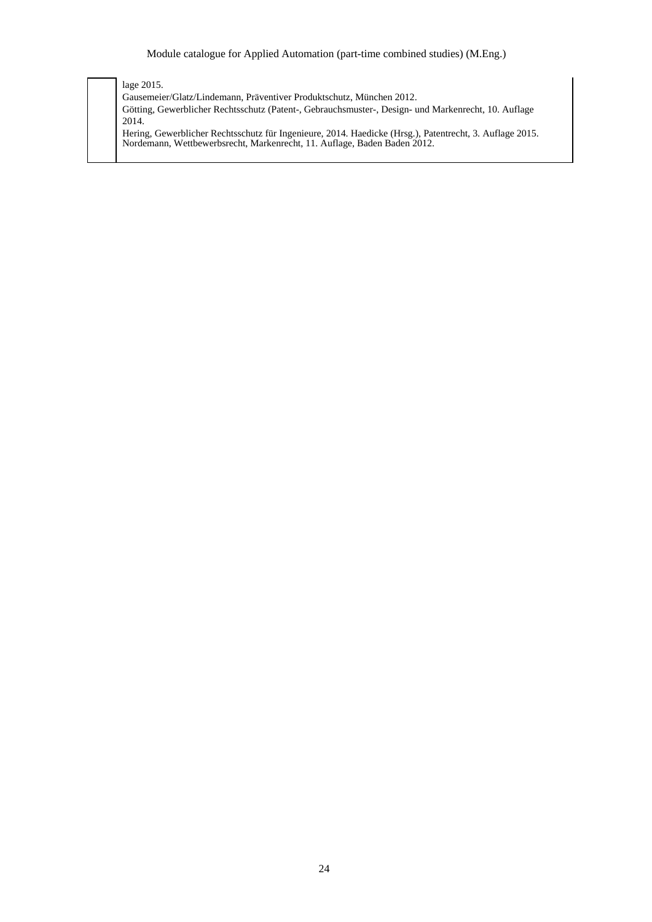| | |
|---|---|
| | lage 2015.<br>Gausemeier/Glatz/Lindemann, Präventiver Produktschutz, München 2012.<br>Götting, Gewerblicher Rechtsschutz (Patent-, Gebrauchsmuster-, Design- und Markenrecht, 10. Auflage 2014.<br>Hering, Gewerblicher Rechtsschutz für Ingenieure, 2014. Haedicke (Hrsg.), Patentrecht, 3. Auflage 2015.<br>Nordemann, Wettbewerbsrecht, Markenrecht, 11. Auflage, Baden Baden 2012. |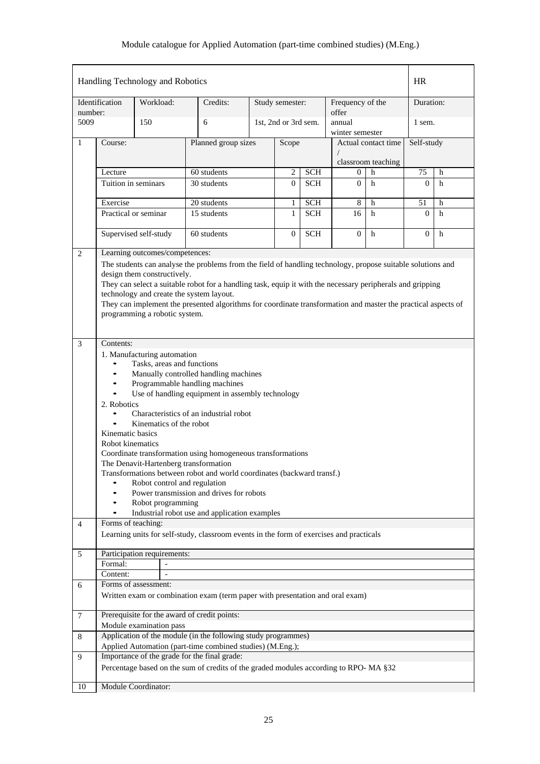## Handling Technology and Robotics — HR

| Identification number: | Workload: | Credits: | Study semester: | Frequency of the offer | Duration: |
|---|---|---|---|---|---|
| 5009 | 150 | 6 | 1st, 2nd or 3rd sem. | annual winter semester | 1 sem. |

**1**

| Course: | Planned group sizes | Scope | | Actual contact time / classroom teaching | | Self-study | |
|---|---|---|---|---|---|---|---|
| Lecture | 60 students | 2 | SCH | 0 | h | 75 | h |
| Tuition in seminars | 30 students | 0 | SCH | 0 | h | 0 | h |
| Exercise | 20 students | 1 | SCH | 8 | h | 51 | h |
| Practical or seminar | 15 students | 1 | SCH | 16 | h | 0 | h |
| Supervised self-study | 60 students | 0 | SCH | 0 | h | 0 | h |

**2 Learning outcomes/competences:**

The students can analyse the problems from the field of handling technology, propose suitable solutions and design them constructively.
They can select a suitable robot for a handling task, equip it with the necessary peripherals and gripping technology and create the system layout.
They can implement the presented algorithms for coordinate transformation and master the practical aspects of programming a robotic system.

**3 Contents:**

1. Manufacturing automation
   - Tasks, areas and functions
   - Manually controlled handling machines
   - Programmable handling machines
   - Use of handling equipment in assembly technology
2. Robotics
   - Characteristics of an industrial robot
   - Kinematics of the robot

Kinematic basics
Robot kinematics
Coordinate transformation using homogeneous transformations
The Denavit-Hartenberg transformation
Transformations between robot and world coordinates (backward transf.)

- Robot control and regulation
- Power transmission and drives for robots
- Robot programming
- Industrial robot use and application examples

**4 Forms of teaching:**

Learning units for self-study, classroom events in the form of exercises and practicals

**5 Participation requirements:**

| Formal: | - |
|---|---|
| Content: | - |

**6 Forms of assessment:**

Written exam or combination exam (term paper with presentation and oral exam)

**7 Prerequisite for the award of credit points:**

Module examination pass

**8 Application of the module (in the following study programmes)**

Applied Automation (part-time combined studies) (M.Eng.);

**9 Importance of the grade for the final grade:**

Percentage based on the sum of credits of the graded modules according to RPO- MA §32

**10 Module Coordinator:**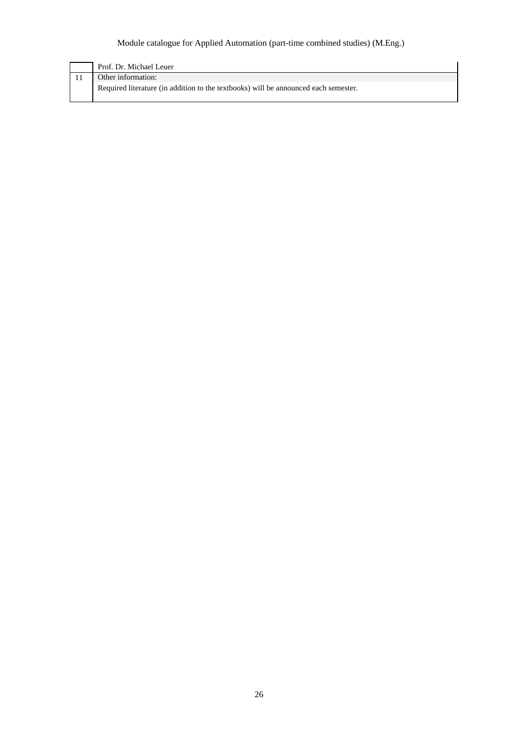|  |  |
| --- | --- |
|  | Prof. Dr. Michael Leuer |
| 11 | Other information:<br>Required literature (in addition to the textbooks) will be announced each semester. |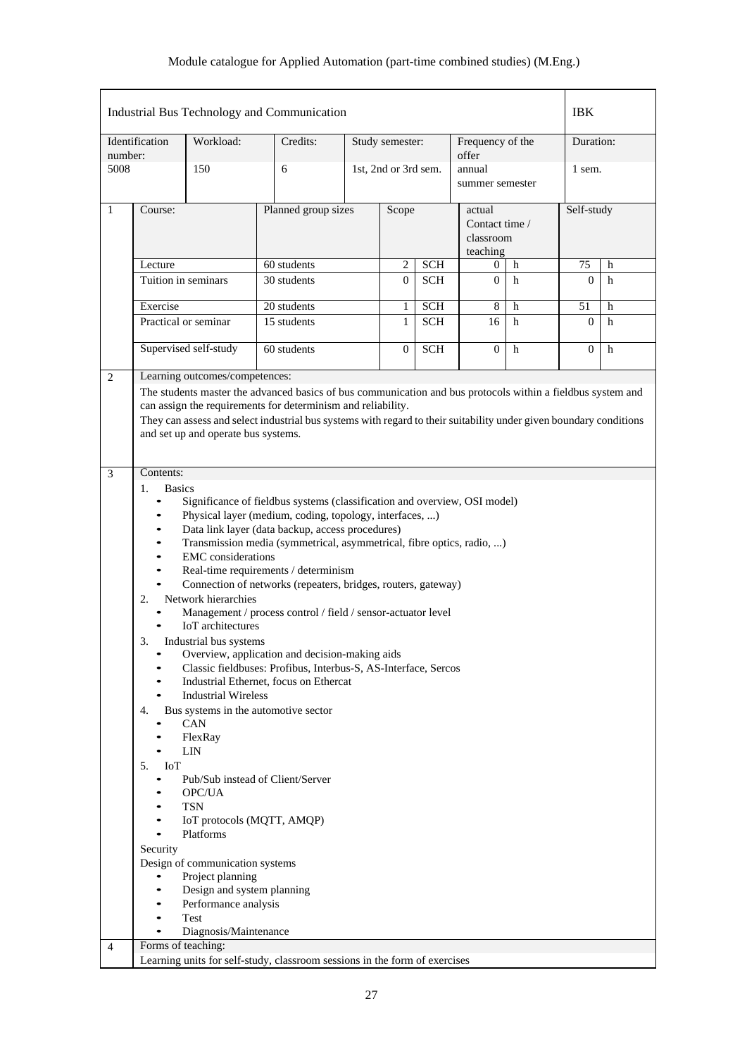## Industrial Bus Technology and Communication

**IBK**

| Identification number: | Workload: | Credits: | Study semester: | Frequency of the offer | Duration: |
|---|---|---|---|---|---|
| 5008 | 150 | 6 | 1st, 2nd or 3rd sem. | annual summer semester | 1 sem. |

**1**

| Course: | Planned group sizes | Scope | | actual Contact time / classroom teaching | | Self-study | |
|---|---|---|---|---|---|---|---|
| Lecture | 60 students | 2 | SCH | 0 | h | 75 | h |
| Tuition in seminars | 30 students | 0 | SCH | 0 | h | 0 | h |
| Exercise | 20 students | 1 | SCH | 8 | h | 51 | h |
| Practical or seminar | 15 students | 1 | SCH | 16 | h | 0 | h |
| Supervised self-study | 60 students | 0 | SCH | 0 | h | 0 | h |

**2 Learning outcomes/competences:**

The students master the advanced basics of bus communication and bus protocols within a fieldbus system and can assign the requirements for determinism and reliability.

They can assess and select industrial bus systems with regard to their suitability under given boundary conditions and set up and operate bus systems.

**3 Contents:**

1. Basics
   - Significance of fieldbus systems (classification and overview, OSI model)
   - Physical layer (medium, coding, topology, interfaces, ...)
   - Data link layer (data backup, access procedures)
   - Transmission media (symmetrical, asymmetrical, fibre optics, radio, ...)
   - EMC considerations
   - Real-time requirements / determinism
   - Connection of networks (repeaters, bridges, routers, gateway)
2. Network hierarchies
   - Management / process control / field / sensor-actuator level
   - IoT architectures
3. Industrial bus systems
   - Overview, application and decision-making aids
   - Classic fieldbuses: Profibus, Interbus-S, AS-Interface, Sercos
   - Industrial Ethernet, focus on Ethercat
   - Industrial Wireless
4. Bus systems in the automotive sector
   - CAN
   - FlexRay
   - LIN
5. IoT
   - Pub/Sub instead of Client/Server
   - OPC/UA
   - TSN
   - IoT protocols (MQTT, AMQP)
   - Platforms

Security

Design of communication systems
- Project planning
- Design and system planning
- Performance analysis
- Test
- Diagnosis/Maintenance

**4 Forms of teaching:**

Learning units for self-study, classroom sessions in the form of exercises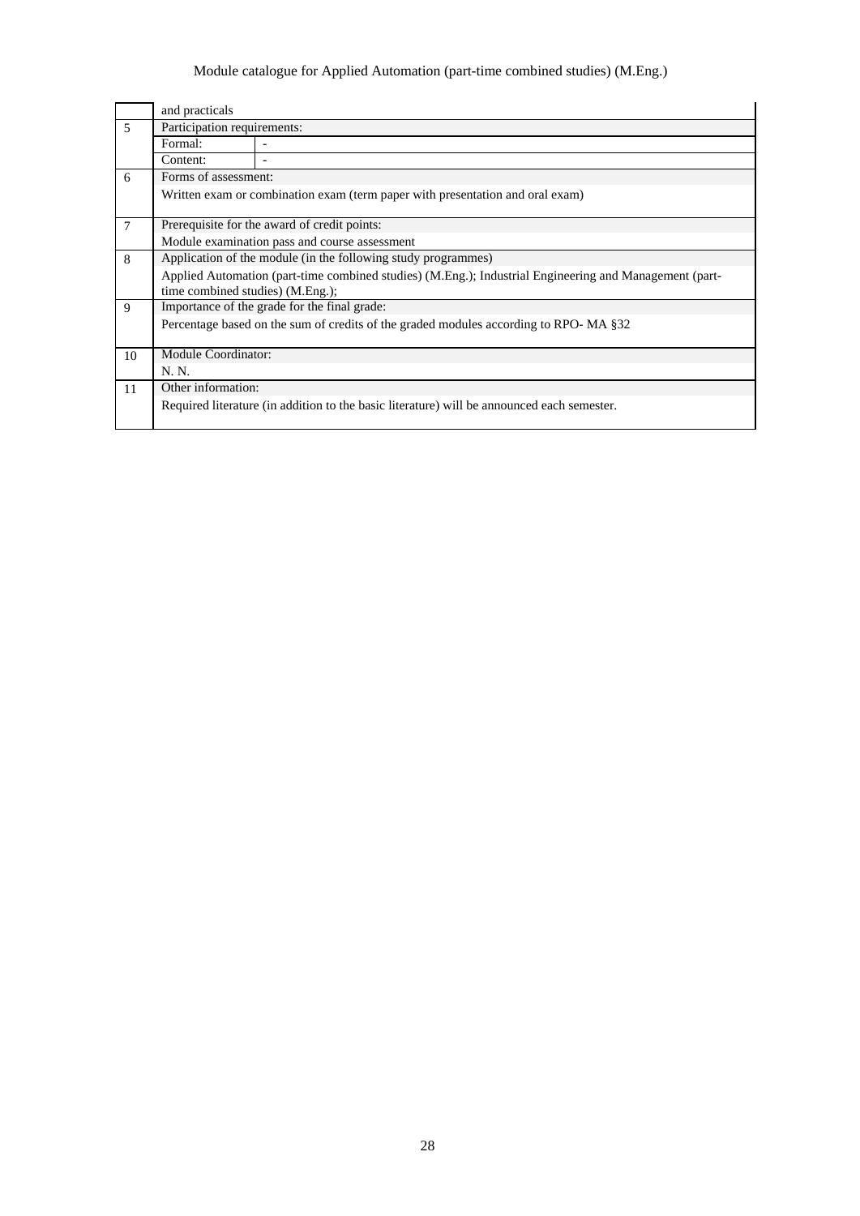|  |  |  |
|---|---|---|
|  | and practicals |  |
| 5 | Participation requirements: |  |
|  | Formal: | - |
|  | Content: | - |
| 6 | Forms of assessment: |  |
|  | Written exam or combination exam (term paper with presentation and oral exam) |  |
| 7 | Prerequisite for the award of credit points: |  |
|  | Module examination pass and course assessment |  |
| 8 | Application of the module (in the following study programmes) |  |
|  | Applied Automation (part-time combined studies) (M.Eng.); Industrial Engineering and Management (part-time combined studies) (M.Eng.); |  |
| 9 | Importance of the grade for the final grade: |  |
|  | Percentage based on the sum of credits of the graded modules according to RPO- MA §32 |  |
| 10 | Module Coordinator: |  |
|  | N. N. |  |
| 11 | Other information: |  |
|  | Required literature (in addition to the basic literature) will be announced each semester. |  |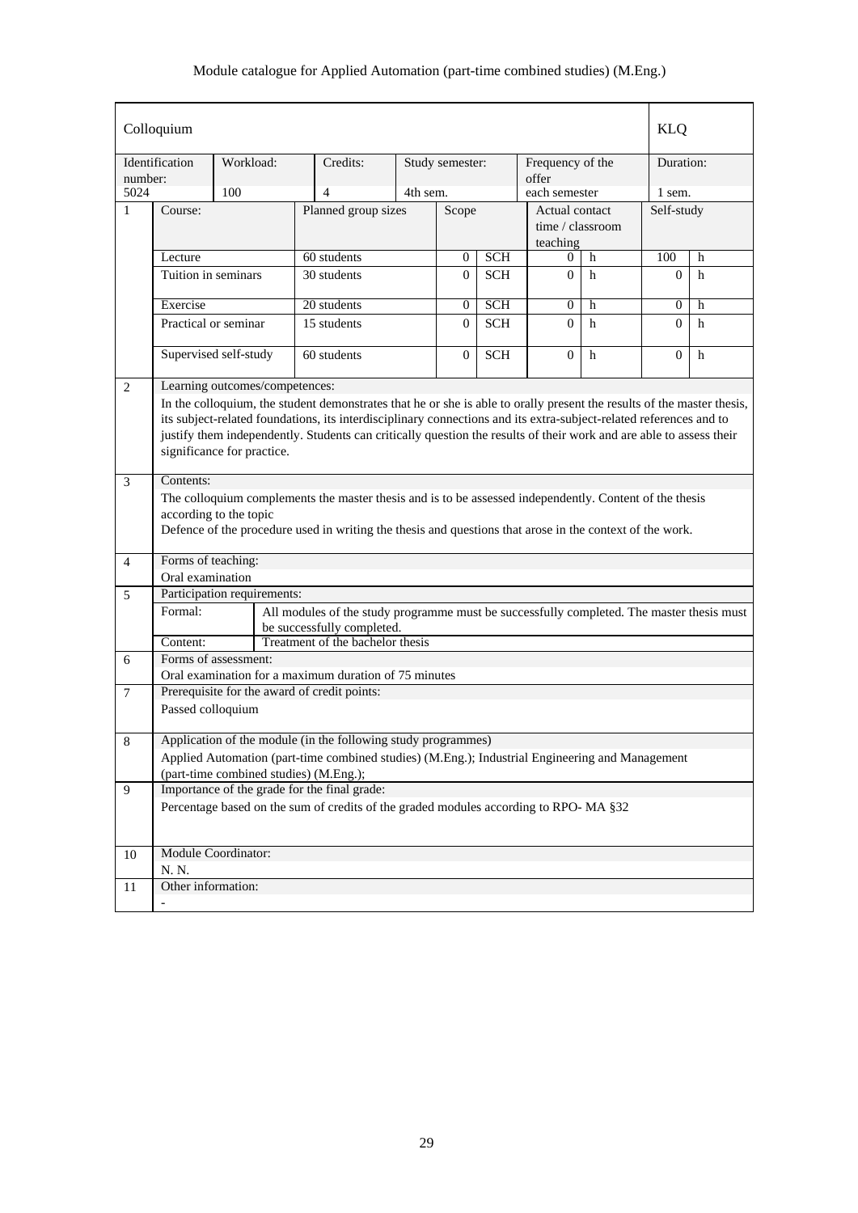| Colloquium | | | | | | | KLQ |
|---|---|---|---|---|---|---|---|
| Identification number: | Workload: | Credits: | Study semester: | Frequency of the offer | | | Duration: |
| 5024 | 100 | 4 | 4th sem. | each semester | | | 1 sem. |

| 1 | Course: | Planned group sizes | Scope | | Actual contact time / classroom teaching | | Self-study | |
|---|---|---|---|---|---|---|---|---|
| | Lecture | 60 students | 0 | SCH | 0 | h | 100 | h |
| | Tuition in seminars | 30 students | 0 | SCH | 0 | h | 0 | h |
| | Exercise | 20 students | 0 | SCH | 0 | h | 0 | h |
| | Practical or seminar | 15 students | 0 | SCH | 0 | h | 0 | h |
| | Supervised self-study | 60 students | 0 | SCH | 0 | h | 0 | h |

**2 Learning outcomes/competences:**

In the colloquium, the student demonstrates that he or she is able to orally present the results of the master thesis, its subject-related foundations, its interdisciplinary connections and its extra-subject-related references and to justify them independently. Students can critically question the results of their work and are able to assess their significance for practice.

**3 Contents:**

The colloquium complements the master thesis and is to be assessed independently. Content of the thesis according to the topic
Defence of the procedure used in writing the thesis and questions that arose in the context of the work.

**4 Forms of teaching:**

Oral examination

**5 Participation requirements:**

| | |
|---|---|
| Formal: | All modules of the study programme must be successfully completed. The master thesis must be successfully completed. |
| Content: | Treatment of the bachelor thesis |

**6 Forms of assessment:**

Oral examination for a maximum duration of 75 minutes

**7 Prerequisite for the award of credit points:**

Passed colloquium

**8 Application of the module (in the following study programmes)**

Applied Automation (part-time combined studies) (M.Eng.); Industrial Engineering and Management (part-time combined studies) (M.Eng.);

**9 Importance of the grade for the final grade:**

Percentage based on the sum of credits of the graded modules according to RPO- MA §32

**10 Module Coordinator:**

N. N.

**11 Other information:**

-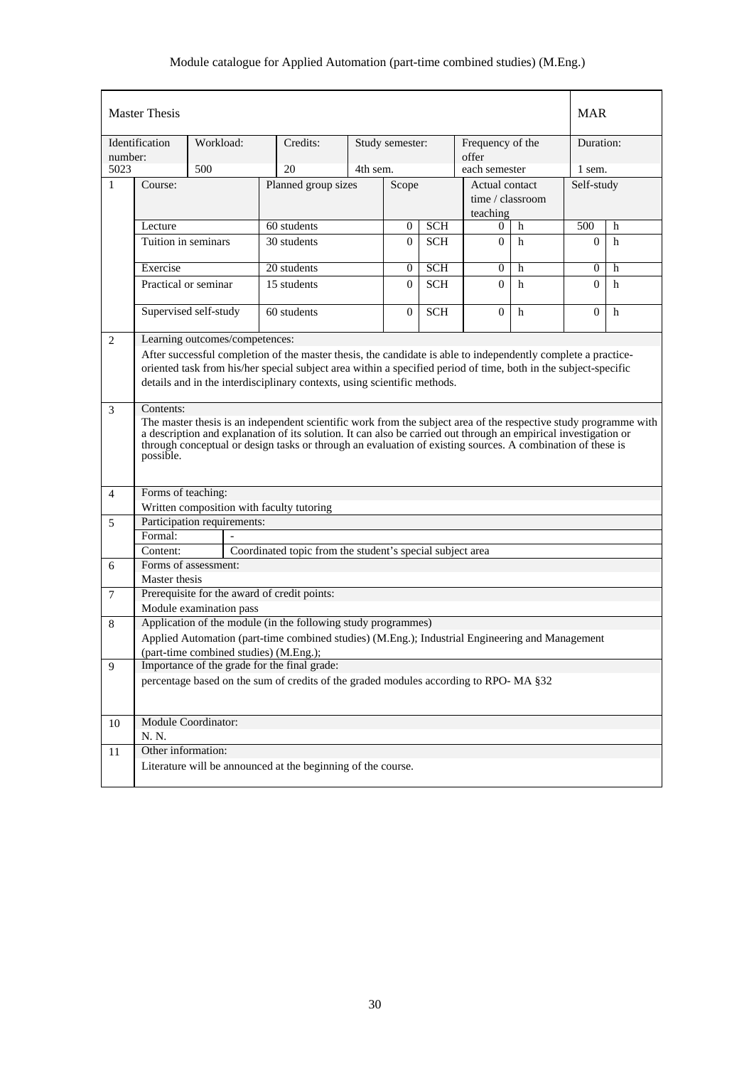| Master Thesis | | | | | | MAR |
|---|---|---|---|---|---|---|
| Identification number: | Workload: | Credits: | Study semester: | Frequency of the offer | | Duration: |
| 5023 | 500 | 20 | 4th sem. | each semester | | 1 sem. |

| 1 | Course: | Planned group sizes | Scope | | Actual contact time / classroom teaching | | Self-study | |
|---|---|---|---|---|---|---|---|---|
| | Lecture | 60 students | 0 | SCH | 0 | h | 500 | h |
| | Tuition in seminars | 30 students | 0 | SCH | 0 | h | 0 | h |
| | Exercise | 20 students | 0 | SCH | 0 | h | 0 | h |
| | Practical or seminar | 15 students | 0 | SCH | 0 | h | 0 | h |
| | Supervised self-study | 60 students | 0 | SCH | 0 | h | 0 | h |

**2 Learning outcomes/competences:**

After successful completion of the master thesis, the candidate is able to independently complete a practice-oriented task from his/her special subject area within a specified period of time, both in the subject-specific details and in the interdisciplinary contexts, using scientific methods.

**3 Contents:**

The master thesis is an independent scientific work from the subject area of the respective study programme with a description and explanation of its solution. It can also be carried out through an empirical investigation or through conceptual or design tasks or through an evaluation of existing sources. A combination of these is possible.

**4 Forms of teaching:**

Written composition with faculty tutoring

**5 Participation requirements:**

| Formal: | - |
|---|---|
| Content: | Coordinated topic from the student's special subject area |

**6 Forms of assessment:**

Master thesis

**7 Prerequisite for the award of credit points:**

Module examination pass

**8 Application of the module (in the following study programmes)**

Applied Automation (part-time combined studies) (M.Eng.); Industrial Engineering and Management (part-time combined studies) (M.Eng.);

**9 Importance of the grade for the final grade:**

percentage based on the sum of credits of the graded modules according to RPO- MA §32

**10 Module Coordinator:**

N. N.

**11 Other information:**

Literature will be announced at the beginning of the course.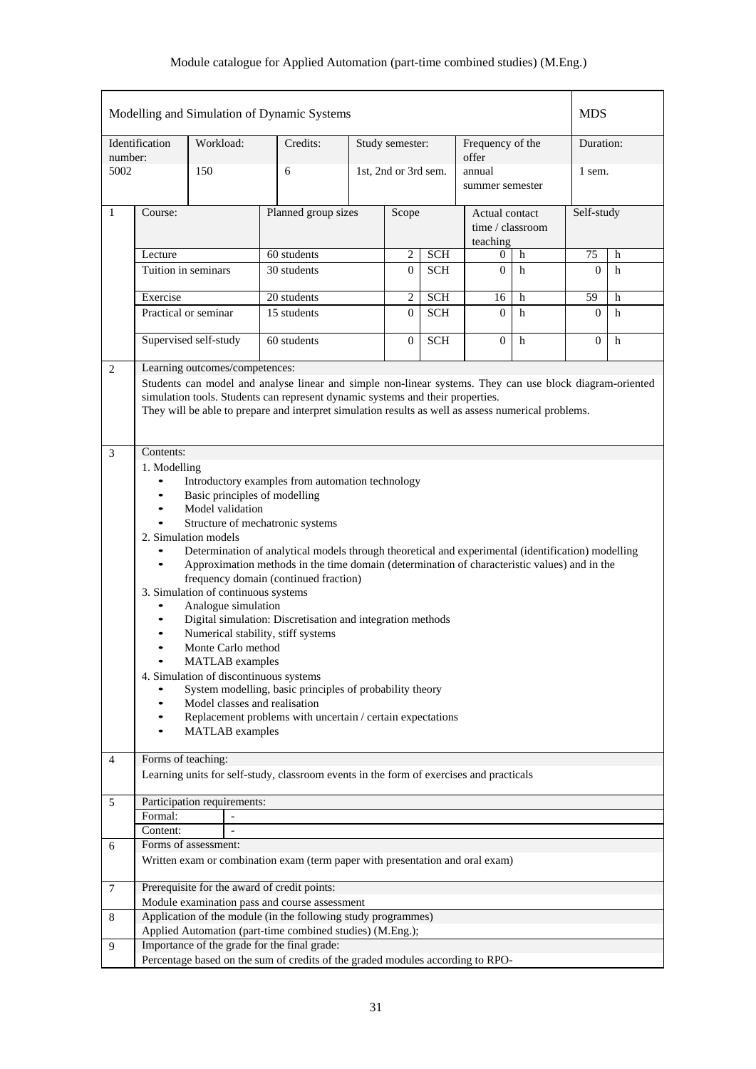Module catalogue for Applied Automation (part-time combined studies) (M.Eng.)

| Modelling and Simulation of Dynamic Systems | | | | | MDS |
|---|---|---|---|---|---|
| Identification number: | Workload: | Credits: | Study semester: | Frequency of the offer | Duration: |
| 5002 | 150 | 6 | 1st, 2nd or 3rd sem. | annual summer semester | 1 sem. |

**1**

| Course: | Planned group sizes | Scope | Actual contact time / classroom teaching | Self-study |
|---|---|---|---|---|
| Lecture | 60 students | 2 SCH | 0 h | 75 h |
| Tuition in seminars | 30 students | 0 SCH | 0 h | 0 h |
| Exercise | 20 students | 2 SCH | 16 h | 59 h |
| Practical or seminar | 15 students | 0 SCH | 0 h | 0 h |
| Supervised self-study | 60 students | 0 SCH | 0 h | 0 h |

**2 Learning outcomes/competences:**

Students can model and analyse linear and simple non-linear systems. They can use block diagram-oriented simulation tools. Students can represent dynamic systems and their properties.
They will be able to prepare and interpret simulation results as well as assess numerical problems.

**3 Contents:**

1. Modelling
   - Introductory examples from automation technology
   - Basic principles of modelling
   - Model validation
   - Structure of mechatronic systems
2. Simulation models
   - Determination of analytical models through theoretical and experimental (identification) modelling
   - Approximation methods in the time domain (determination of characteristic values) and in the frequency domain (continued fraction)
3. Simulation of continuous systems
   - Analogue simulation
   - Digital simulation: Discretisation and integration methods
   - Numerical stability, stiff systems
   - Monte Carlo method
   - MATLAB examples
4. Simulation of discontinuous systems
   - System modelling, basic principles of probability theory
   - Model classes and realisation
   - Replacement problems with uncertain / certain expectations
   - MATLAB examples

**4 Forms of teaching:**

Learning units for self-study, classroom events in the form of exercises and practicals

**5 Participation requirements:**

| Formal: | - |
|---|---|
| Content: | - |

**6 Forms of assessment:**

Written exam or combination exam (term paper with presentation and oral exam)

**7 Prerequisite for the award of credit points:**

Module examination pass and course assessment

**8 Application of the module (in the following study programmes)**

Applied Automation (part-time combined studies) (M.Eng.);

**9 Importance of the grade for the final grade:**

Percentage based on the sum of credits of the graded modules according to RPO-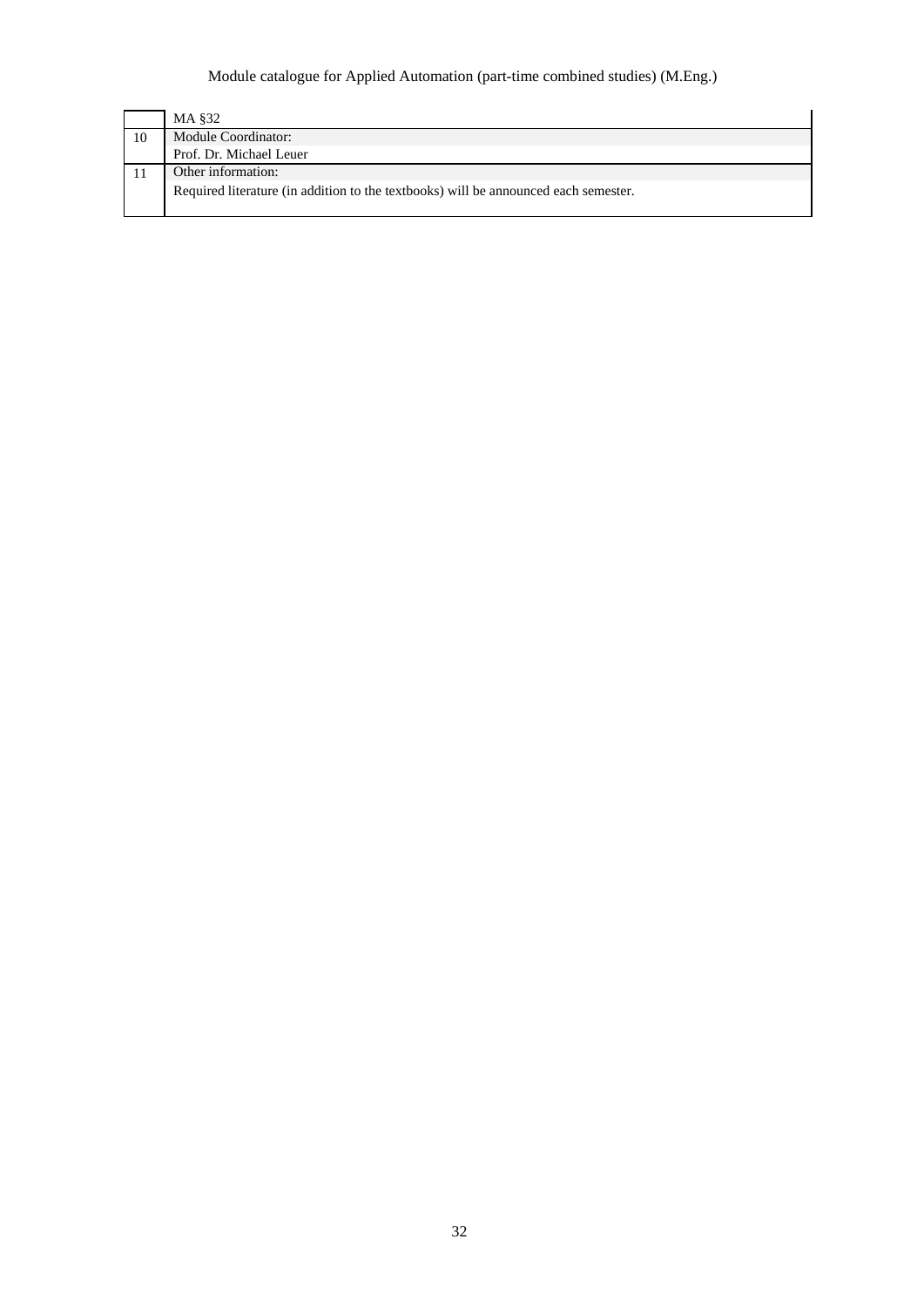| | |
|---|---|
| | MA §32 |
| 10 | Module Coordinator: |
| | Prof. Dr. Michael Leuer |
| 11 | Other information: |
| | Required literature (in addition to the textbooks) will be announced each semester. |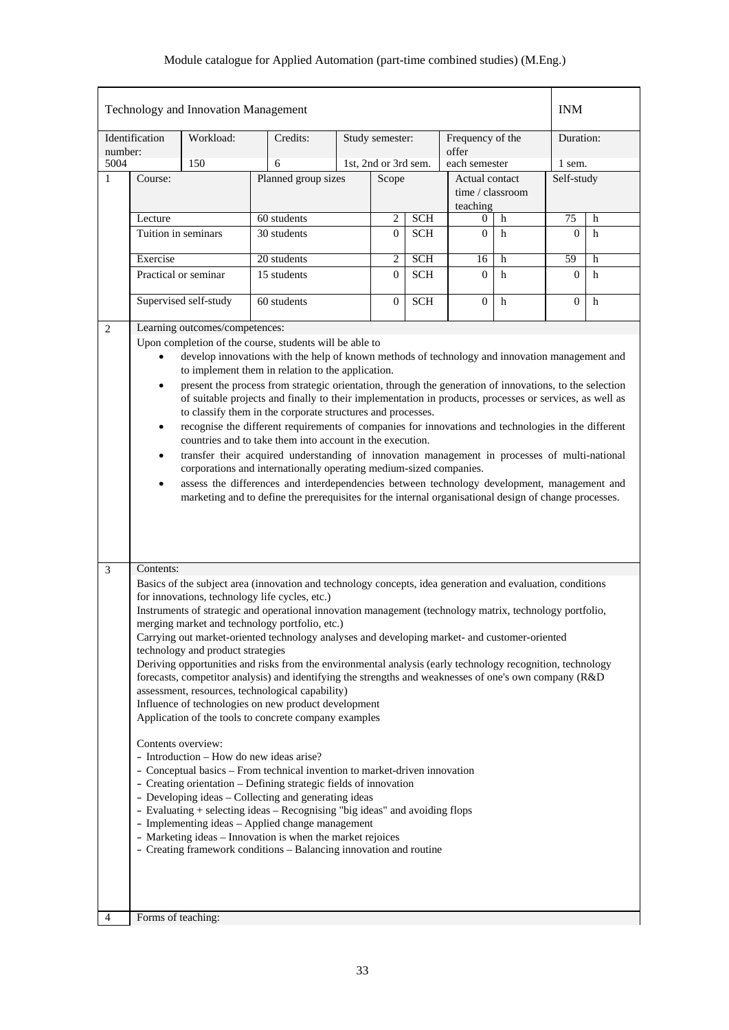## Technology and Innovation Management — INM

| Identification number: | Workload: | Credits: | Study semester: | Frequency of the offer | Duration: |
|---|---|---|---|---|---|
| 5004 | 150 | 6 | 1st, 2nd or 3rd sem. | each semester | 1 sem. |

**1**

| Course: | Planned group sizes | Scope | Actual contact time / classroom teaching | Self-study |
|---|---|---|---|---|
| Lecture | 60 students | 2 SCH | 0 h | 75 h |
| Tuition in seminars | 30 students | 0 SCH | 0 h | 0 h |
| Exercise | 20 students | 2 SCH | 16 h | 59 h |
| Practical or seminar | 15 students | 0 SCH | 0 h | 0 h |
| Supervised self-study | 60 students | 0 SCH | 0 h | 0 h |

**2** Learning outcomes/competences:

Upon completion of the course, students will be able to

- develop innovations with the help of known methods of technology and innovation management and to implement them in relation to the application.
- present the process from strategic orientation, through the generation of innovations, to the selection of suitable projects and finally to their implementation in products, processes or services, as well as to classify them in the corporate structures and processes.
- recognise the different requirements of companies for innovations and technologies in the different countries and to take them into account in the execution.
- transfer their acquired understanding of innovation management in processes of multi-national corporations and internationally operating medium-sized companies.
- assess the differences and interdependencies between technology development, management and marketing and to define the prerequisites for the internal organisational design of change processes.

**3** Contents:

Basics of the subject area (innovation and technology concepts, idea generation and evaluation, conditions for innovations, technology life cycles, etc.)
Instruments of strategic and operational innovation management (technology matrix, technology portfolio, merging market and technology portfolio, etc.)
Carrying out market-oriented technology analyses and developing market- and customer-oriented technology and product strategies
Deriving opportunities and risks from the environmental analysis (early technology recognition, technology forecasts, competitor analysis) and identifying the strengths and weaknesses of one's own company (R&D assessment, resources, technological capability)
Influence of technologies on new product development
Application of the tools to concrete company examples

Contents overview:

- Introduction – How do new ideas arise?
- Conceptual basics – From technical invention to market-driven innovation
- Creating orientation – Defining strategic fields of innovation
- Developing ideas – Collecting and generating ideas
- Evaluating + selecting ideas – Recognising "big ideas" and avoiding flops
- Implementing ideas – Applied change management
- Marketing ideas – Innovation is when the market rejoices
- Creating framework conditions – Balancing innovation and routine

**4** Forms of teaching: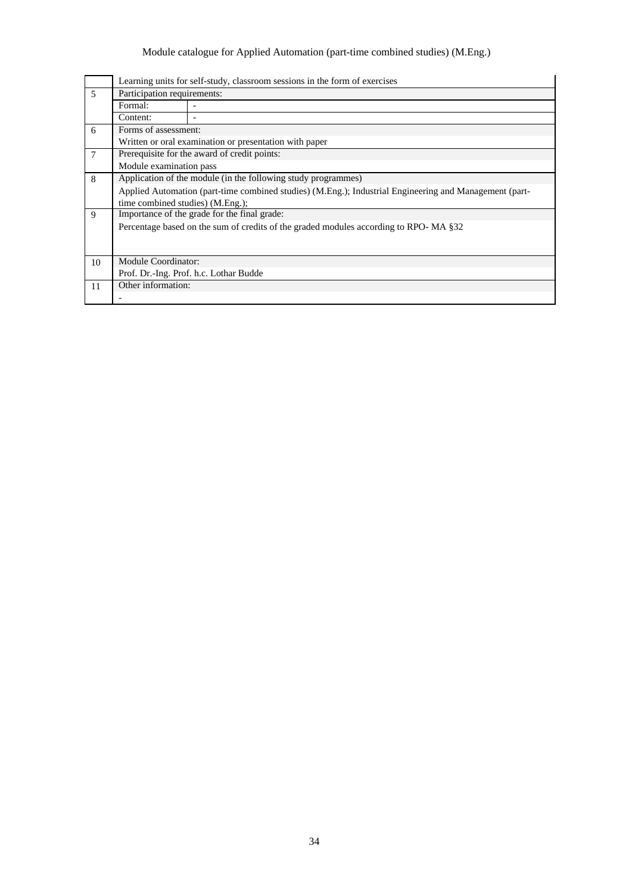| | | |
|---|---|---|
| | Learning units for self-study, classroom sessions in the form of exercises | |
| 5 | Participation requirements: | |
| | Formal: | - |
| | Content: | - |
| 6 | Forms of assessment: | |
| | Written or oral examination or presentation with paper | |
| 7 | Prerequisite for the award of credit points: | |
| | Module examination pass | |
| 8 | Application of the module (in the following study programmes) | |
| | Applied Automation (part-time combined studies) (M.Eng.); Industrial Engineering and Management (part-time combined studies) (M.Eng.); | |
| 9 | Importance of the grade for the final grade: | |
| | Percentage based on the sum of credits of the graded modules according to RPO- MA §32 | |
| 10 | Module Coordinator: | |
| | Prof. Dr.-Ing. Prof. h.c. Lothar Budde | |
| 11 | Other information: | |
| | - | |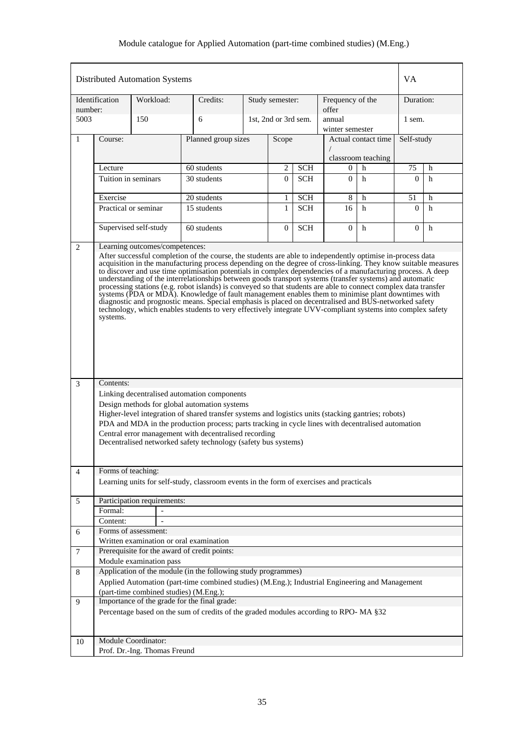| Distributed Automation Systems | | | | | VA |
|---|---|---|---|---|---|
| Identification number: | Workload: | Credits: | Study semester: | Frequency of the offer | Duration: |
| 5003 | 150 | 6 | 1st, 2nd or 3rd sem. | annual winter semester | 1 sem. |

| 1 | Course: | Planned group sizes | Scope | | Actual contact time / classroom teaching | | Self-study | |
|---|---|---|---|---|---|---|---|---|
| | Lecture | 60 students | 2 | SCH | 0 | h | 75 | h |
| | Tuition in seminars | 30 students | 0 | SCH | 0 | h | 0 | h |
| | Exercise | 20 students | 1 | SCH | 8 | h | 51 | h |
| | Practical or seminar | 15 students | 1 | SCH | 16 | h | 0 | h |
| | Supervised self-study | 60 students | 0 | SCH | 0 | h | 0 | h |

**2 Learning outcomes/competences:**

After successful completion of the course, the students are able to independently optimise in-process data acquisition in the manufacturing process depending on the degree of cross-linking. They know suitable measures to discover and use time optimisation potentials in complex dependencies of a manufacturing process. A deep understanding of the interrelationships between goods transport systems (transfer systems) and automatic processing stations (e.g. robot islands) is conveyed so that students are able to connect complex data transfer systems (PDA or MDA). Knowledge of fault management enables them to minimise plant downtimes with diagnostic and prognostic means. Special emphasis is placed on decentralised and BUS-networked safety technology, which enables students to very effectively integrate UVV-compliant systems into complex safety systems.

**3 Contents:**

Linking decentralised automation components
Design methods for global automation systems
Higher-level integration of shared transfer systems and logistics units (stacking gantries; robots)
PDA and MDA in the production process; parts tracking in cycle lines with decentralised automation
Central error management with decentralised recording
Decentralised networked safety technology (safety bus systems)

**4 Forms of teaching:**

Learning units for self-study, classroom events in the form of exercises and practicals

**5 Participation requirements:**

Formal: -
Content: -

**6 Forms of assessment:**

Written examination or oral examination

**7 Prerequisite for the award of credit points:**

Module examination pass

**8 Application of the module (in the following study programmes)**

Applied Automation (part-time combined studies) (M.Eng.); Industrial Engineering and Management (part-time combined studies) (M.Eng.);

**9 Importance of the grade for the final grade:**

Percentage based on the sum of credits of the graded modules according to RPO- MA §32

**10 Module Coordinator:**

Prof. Dr.-Ing. Thomas Freund